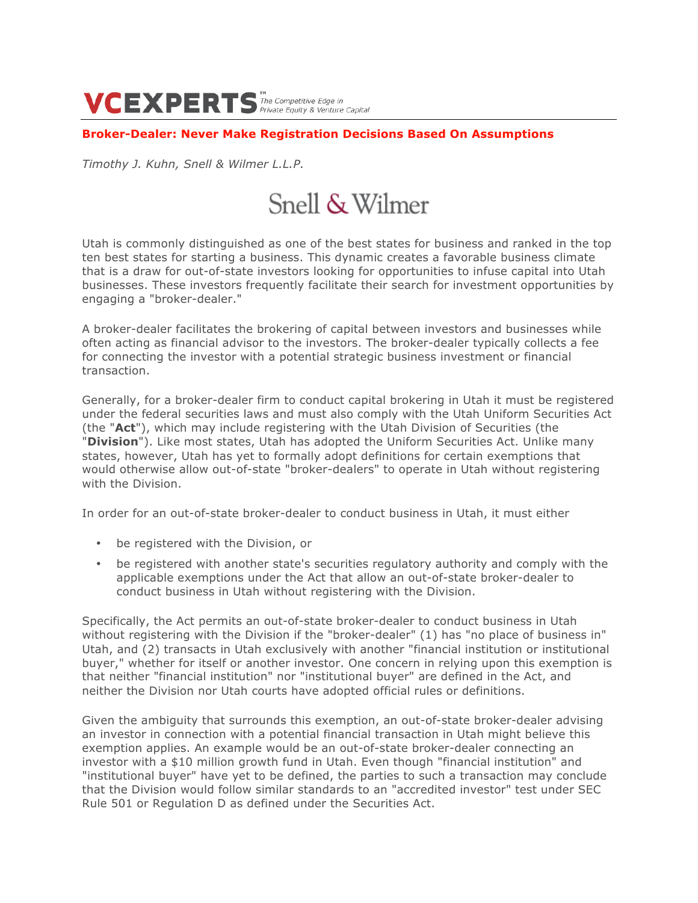**VCEXPERTS** The Competitive Edge in Private Equity & Venture Capital

## Broker-Dealer: Never Make Registration Decisions Based On Assumptions

*Timothy J. Kuhn, Snell & Wilmer L.L.P.*

Snell & Wilmer

Utah is commonly distinguished as one of the best states for business and ranked in the top ten best states for starting a business. This dynamic creates a favorable business climate that is a draw for out-of-state investors looking for opportunities to infuse capital into Utah businesses. These investors frequently facilitate their search for investment opportunities by engaging a "broker-dealer."

A broker-dealer facilitates the brokering of capital between investors and businesses while often acting as financial advisor to the investors. The broker-dealer typically collects a fee for connecting the investor with a potential strategic business investment or financial transaction.

Generally, for a broker-dealer firm to conduct capital brokering in Utah it must be registered under the federal securities laws and must also comply with the Utah Uniform Securities Act (the "**Act**"), which may include registering with the Utah Division of Securities (the "**Division**"). Like most states, Utah has adopted the Uniform Securities Act. Unlike many states, however, Utah has yet to formally adopt definitions for certain exemptions that would otherwise allow out-of-state "broker-dealers" to operate in Utah without registering with the Division.

In order for an out-of-state broker-dealer to conduct business in Utah, it must either

- be registered with the Division, or
- be registered with another state's securities regulatory authority and comply with the applicable exemptions under the Act that allow an out-of-state broker-dealer to conduct business in Utah without registering with the Division.

Specifically, the Act permits an out-of-state broker-dealer to conduct business in Utah without registering with the Division if the "broker-dealer" (1) has "no place of business in" Utah, and (2) transacts in Utah exclusively with another "financial institution or institutional buyer," whether for itself or another investor. One concern in relying upon this exemption is that neither "financial institution" nor "institutional buyer" are defined in the Act, and neither the Division nor Utah courts have adopted official rules or definitions.

Given the ambiguity that surrounds this exemption, an out-of-state broker-dealer advising an investor in connection with a potential financial transaction in Utah might believe this exemption applies. An example would be an out-of-state broker-dealer connecting an investor with a $10 million growth fund in Utah. Even though "financial institution" and "institutional buyer" have yet to be defined, the parties to such a transaction may conclude that the Division would follow similar standards to an "accredited investor" test under SEC Rule 501 or Regulation D as defined under the Securities Act.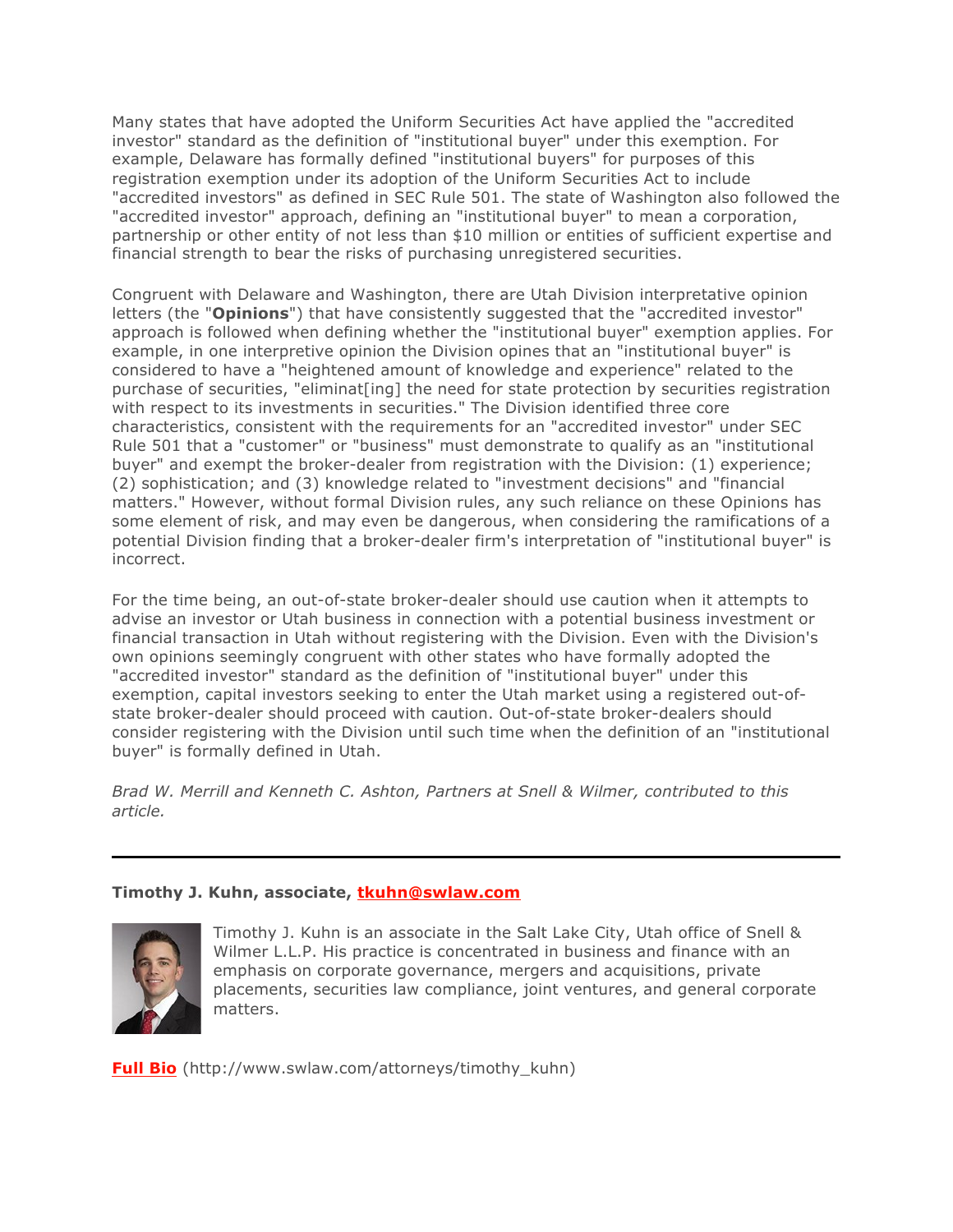Many states that have adopted the Uniform Securities Act have applied the "accredited investor" standard as the definition of "institutional buyer" under this exemption. For example, Delaware has formally defined "institutional buyers" for purposes of this registration exemption under its adoption of the Uniform Securities Act to include "accredited investors" as defined in SEC Rule 501. The state of Washington also followed the "accredited investor" approach, defining an "institutional buyer" to mean a corporation, partnership or other entity of not less than $10 million or entities of sufficient expertise and financial strength to bear the risks of purchasing unregistered securities.

Congruent with Delaware and Washington, there are Utah Division interpretative opinion letters (the "**Opinions**") that have consistently suggested that the "accredited investor" approach is followed when defining whether the "institutional buyer" exemption applies. For example, in one interpretive opinion the Division opines that an "institutional buyer" is considered to have a "heightened amount of knowledge and experience" related to the purchase of securities, "eliminat[ing] the need for state protection by securities registration with respect to its investments in securities." The Division identified three core characteristics, consistent with the requirements for an "accredited investor" under SEC Rule 501 that a "customer" or "business" must demonstrate to qualify as an "institutional buyer" and exempt the broker-dealer from registration with the Division: (1) experience; (2) sophistication; and (3) knowledge related to "investment decisions" and "financial matters." However, without formal Division rules, any such reliance on these Opinions has some element of risk, and may even be dangerous, when considering the ramifications of a potential Division finding that a broker-dealer firm's interpretation of "institutional buyer" is incorrect.

For the time being, an out-of-state broker-dealer should use caution when it attempts to advise an investor or Utah business in connection with a potential business investment or financial transaction in Utah without registering with the Division. Even with the Division's own opinions seemingly congruent with other states who have formally adopted the "accredited investor" standard as the definition of "institutional buyer" under this exemption, capital investors seeking to enter the Utah market using a registered out-of-state broker-dealer should proceed with caution. Out-of-state broker-dealers should consider registering with the Division until such time when the definition of an "institutional buyer" is formally defined in Utah.

*Brad W. Merrill and Kenneth C. Ashton, Partners at Snell & Wilmer, contributed to this article.*

---

**Timothy J. Kuhn, associate, [tkuhn@swlaw.com](mailto:tkuhn@swlaw.com)**

Timothy J. Kuhn is an associate in the Salt Lake City, Utah office of Snell & Wilmer L.L.P. His practice is concentrated in business and finance with an emphasis on corporate governance, mergers and acquisitions, private placements, securities law compliance, joint ventures, and general corporate matters.

**[Full Bio](http://www.swlaw.com/attorneys/timothy_kuhn)** (http://www.swlaw.com/attorneys/timothy_kuhn)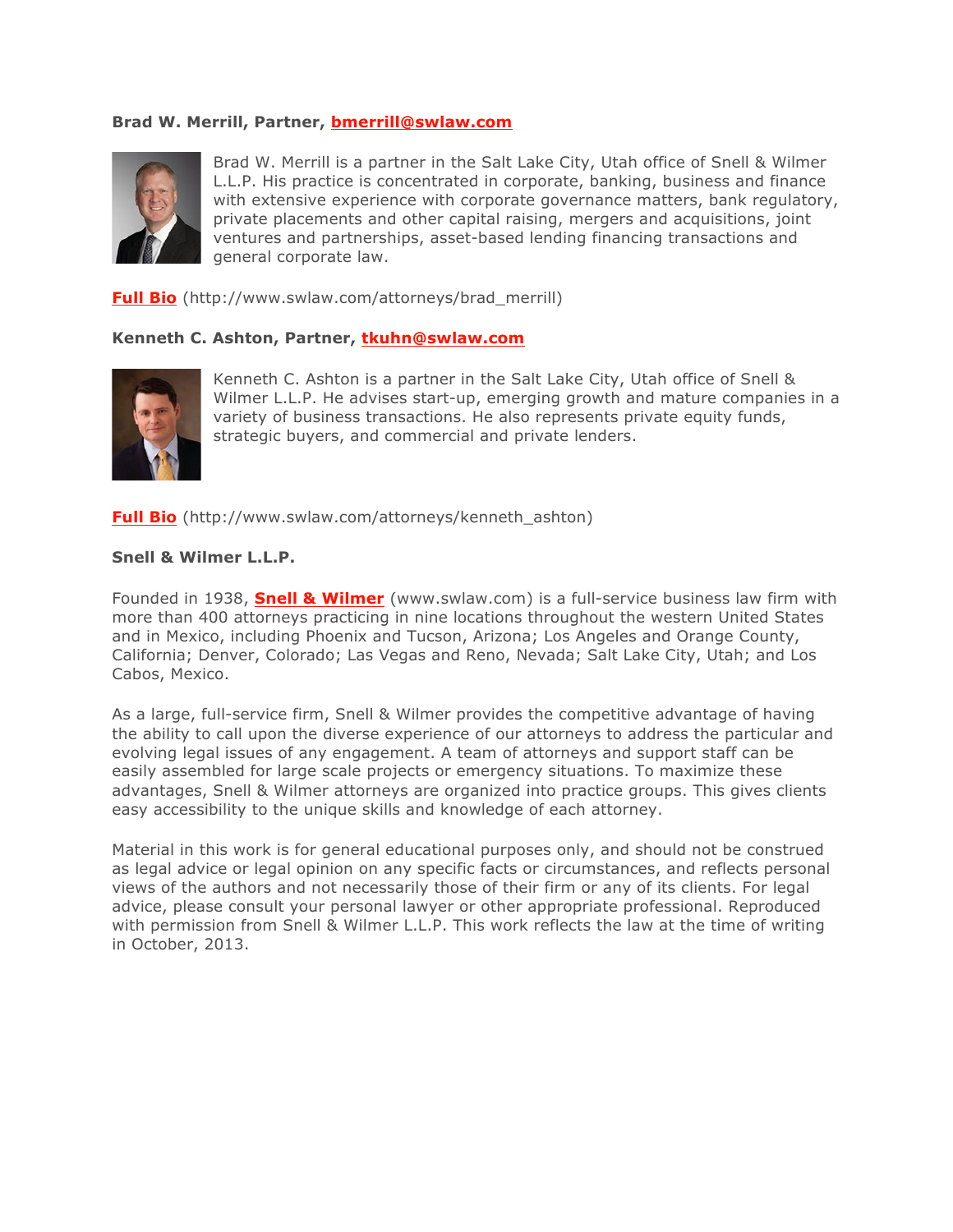**Brad W. Merrill, Partner, bmerrill@swlaw.com**

Brad W. Merrill is a partner in the Salt Lake City, Utah office of Snell & Wilmer L.L.P. His practice is concentrated in corporate, banking, business and finance with extensive experience with corporate governance matters, bank regulatory, private placements and other capital raising, mergers and acquisitions, joint ventures and partnerships, asset-based lending financing transactions and general corporate law.

**Full Bio** (http://www.swlaw.com/attorneys/brad_merrill)

**Kenneth C. Ashton, Partner, tkuhn@swlaw.com**

Kenneth C. Ashton is a partner in the Salt Lake City, Utah office of Snell & Wilmer L.L.P. He advises start-up, emerging growth and mature companies in a variety of business transactions. He also represents private equity funds, strategic buyers, and commercial and private lenders.

**Full Bio** (http://www.swlaw.com/attorneys/kenneth_ashton)

**Snell & Wilmer L.L.P.**

Founded in 1938, **Snell & Wilmer** (www.swlaw.com) is a full-service business law firm with more than 400 attorneys practicing in nine locations throughout the western United States and in Mexico, including Phoenix and Tucson, Arizona; Los Angeles and Orange County, California; Denver, Colorado; Las Vegas and Reno, Nevada; Salt Lake City, Utah; and Los Cabos, Mexico.

As a large, full-service firm, Snell & Wilmer provides the competitive advantage of having the ability to call upon the diverse experience of our attorneys to address the particular and evolving legal issues of any engagement. A team of attorneys and support staff can be easily assembled for large scale projects or emergency situations. To maximize these advantages, Snell & Wilmer attorneys are organized into practice groups. This gives clients easy accessibility to the unique skills and knowledge of each attorney.

Material in this work is for general educational purposes only, and should not be construed as legal advice or legal opinion on any specific facts or circumstances, and reflects personal views of the authors and not necessarily those of their firm or any of its clients. For legal advice, please consult your personal lawyer or other appropriate professional. Reproduced with permission from Snell & Wilmer L.L.P. This work reflects the law at the time of writing in October, 2013.